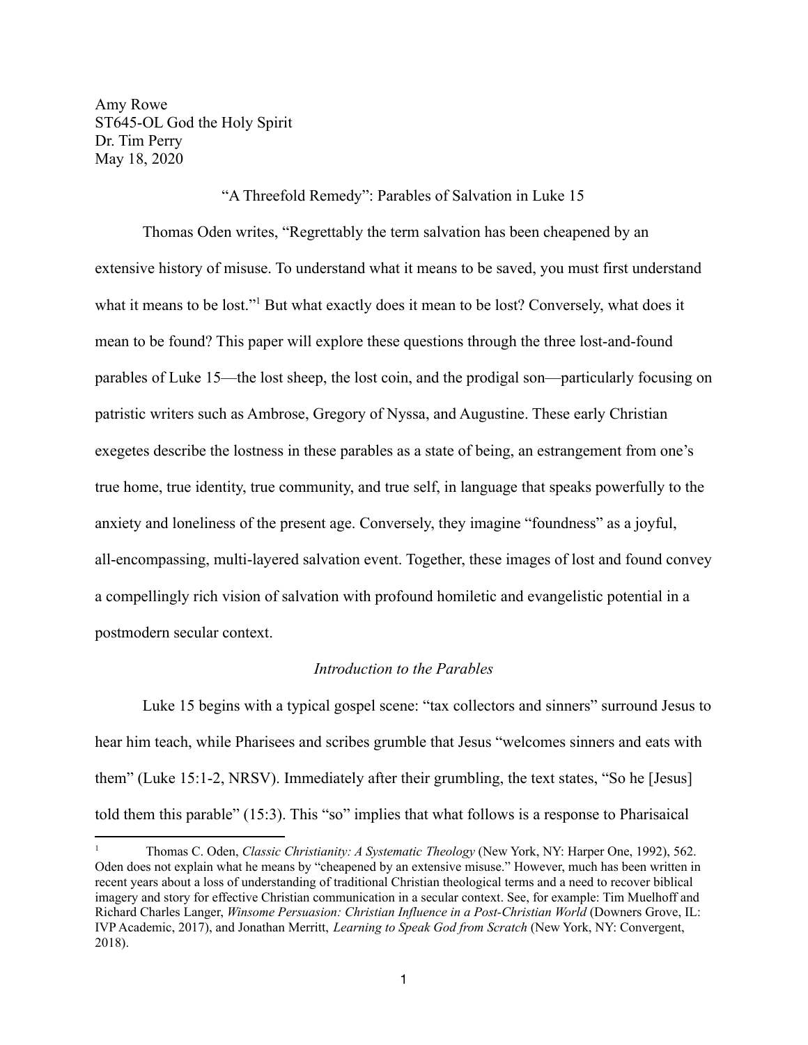Amy Rowe
ST645-OL God the Holy Spirit
Dr. Tim Perry
May 18, 2020

# "A Threefold Remedy": Parables of Salvation in Luke 15

Thomas Oden writes, "Regrettably the term salvation has been cheapened by an extensive history of misuse. To understand what it means to be saved, you must first understand what it means to be lost."[1] But what exactly does it mean to be lost? Conversely, what does it mean to be found? This paper will explore these questions through the three lost-and-found parables of Luke 15—the lost sheep, the lost coin, and the prodigal son—particularly focusing on patristic writers such as Ambrose, Gregory of Nyssa, and Augustine. These early Christian exegetes describe the lostness in these parables as a state of being, an estrangement from one's true home, true identity, true community, and true self, in language that speaks powerfully to the anxiety and loneliness of the present age. Conversely, they imagine "foundness" as a joyful, all-encompassing, multi-layered salvation event. Together, these images of lost and found convey a compellingly rich vision of salvation with profound homiletic and evangelistic potential in a postmodern secular context.

## *Introduction to the Parables*

Luke 15 begins with a typical gospel scene: "tax collectors and sinners" surround Jesus to hear him teach, while Pharisees and scribes grumble that Jesus "welcomes sinners and eats with them" (Luke 15:1-2, NRSV). Immediately after their grumbling, the text states, "So he [Jesus] told them this parable" (15:3). This "so" implies that what follows is a response to Pharisaical

---

[1] Thomas C. Oden, *Classic Christianity: A Systematic Theology* (New York, NY: Harper One, 1992), 562. Oden does not explain what he means by "cheapened by an extensive misuse." However, much has been written in recent years about a loss of understanding of traditional Christian theological terms and a need to recover biblical imagery and story for effective Christian communication in a secular context. See, for example: Tim Muelhoff and Richard Charles Langer, *Winsome Persuasion: Christian Influence in a Post-Christian World* (Downers Grove, IL: IVP Academic, 2017), and Jonathan Merritt, *Learning to Speak God from Scratch* (New York, NY: Convergent, 2018).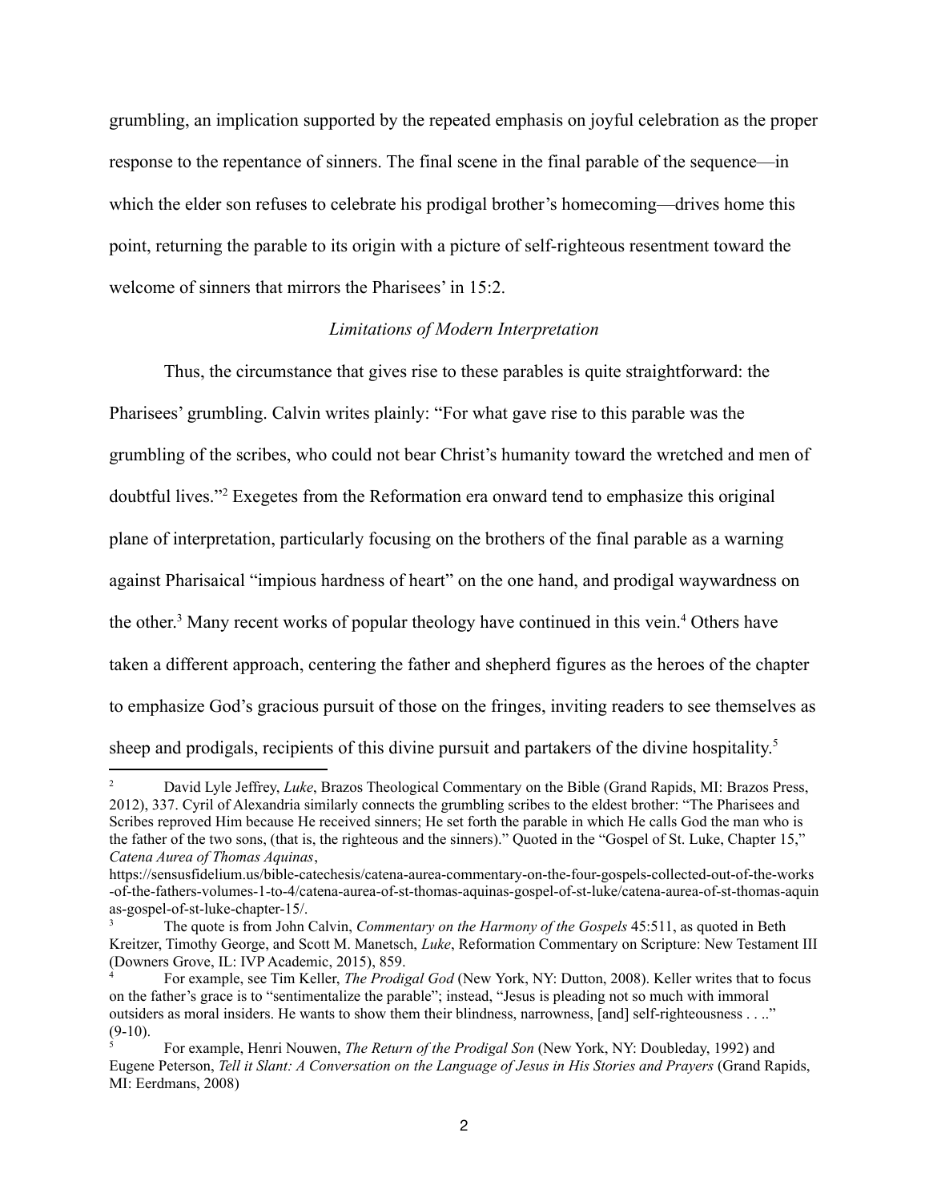grumbling, an implication supported by the repeated emphasis on joyful celebration as the proper response to the repentance of sinners. The final scene in the final parable of the sequence—in which the elder son refuses to celebrate his prodigal brother's homecoming—drives home this point, returning the parable to its origin with a picture of self-righteous resentment toward the welcome of sinners that mirrors the Pharisees' in 15:2.

### *Limitations of Modern Interpretation*

Thus, the circumstance that gives rise to these parables is quite straightforward: the Pharisees' grumbling. Calvin writes plainly: "For what gave rise to this parable was the grumbling of the scribes, who could not bear Christ's humanity toward the wretched and men of doubtful lives."[2] Exegetes from the Reformation era onward tend to emphasize this original plane of interpretation, particularly focusing on the brothers of the final parable as a warning against Pharisaical "impious hardness of heart" on the one hand, and prodigal waywardness on the other.[3] Many recent works of popular theology have continued in this vein.[4] Others have taken a different approach, centering the father and shepherd figures as the heroes of the chapter to emphasize God's gracious pursuit of those on the fringes, inviting readers to see themselves as sheep and prodigals, recipients of this divine pursuit and partakers of the divine hospitality.[5]

---

[2] David Lyle Jeffrey, *Luke*, Brazos Theological Commentary on the Bible (Grand Rapids, MI: Brazos Press, 2012), 337. Cyril of Alexandria similarly connects the grumbling scribes to the eldest brother: "The Pharisees and Scribes reproved Him because He received sinners; He set forth the parable in which He calls God the man who is the father of the two sons, (that is, the righteous and the sinners)." Quoted in the "Gospel of St. Luke, Chapter 15," *Catena Aurea of Thomas Aquinas*, https://sensusfidelium.us/bible-catechesis/catena-aurea-commentary-on-the-four-gospels-collected-out-of-the-works-of-the-fathers-volumes-1-to-4/catena-aurea-of-st-thomas-aquinas-gospel-of-st-luke/catena-aurea-of-st-thomas-aquinas-gospel-of-st-luke-chapter-15/.

[3] The quote is from John Calvin, *Commentary on the Harmony of the Gospels* 45:511, as quoted in Beth Kreitzer, Timothy George, and Scott M. Manetsch, *Luke*, Reformation Commentary on Scripture: New Testament III (Downers Grove, IL: IVP Academic, 2015), 859.

[4] For example, see Tim Keller, *The Prodigal God* (New York, NY: Dutton, 2008). Keller writes that to focus on the father's grace is to "sentimentalize the parable"; instead, "Jesus is pleading not so much with immoral outsiders as moral insiders. He wants to show them their blindness, narrowness, [and] self-righteousness . . .." (9-10).

[5] For example, Henri Nouwen, *The Return of the Prodigal Son* (New York, NY: Doubleday, 1992) and Eugene Peterson, *Tell it Slant: A Conversation on the Language of Jesus in His Stories and Prayers* (Grand Rapids, MI: Eerdmans, 2008)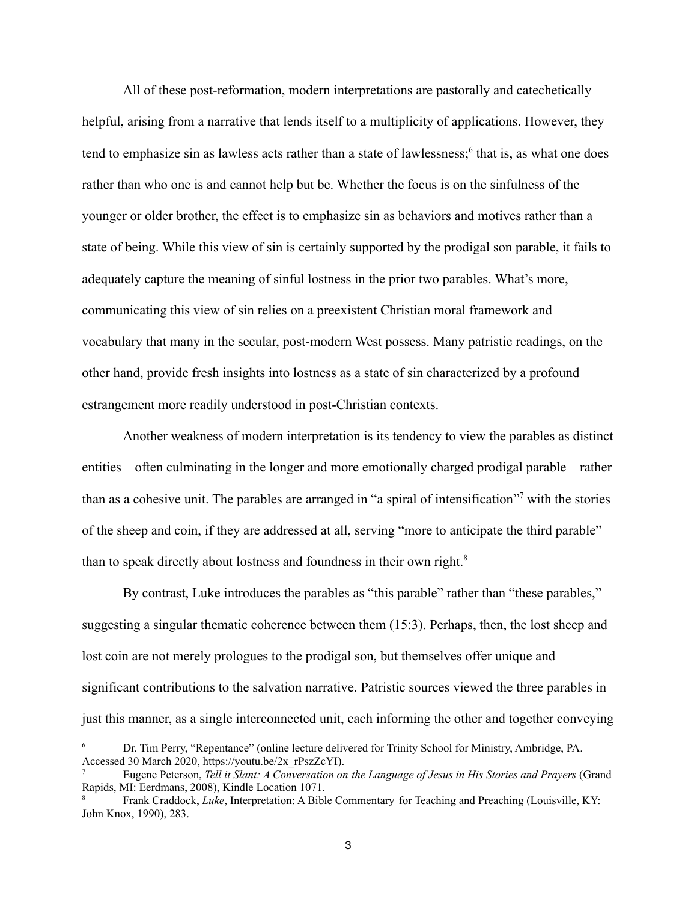All of these post-reformation, modern interpretations are pastorally and catechetically helpful, arising from a narrative that lends itself to a multiplicity of applications. However, they tend to emphasize sin as lawless acts rather than a state of lawlessness;[6] that is, as what one does rather than who one is and cannot help but be. Whether the focus is on the sinfulness of the younger or older brother, the effect is to emphasize sin as behaviors and motives rather than a state of being. While this view of sin is certainly supported by the prodigal son parable, it fails to adequately capture the meaning of sinful lostness in the prior two parables. What's more, communicating this view of sin relies on a preexistent Christian moral framework and vocabulary that many in the secular, post-modern West possess. Many patristic readings, on the other hand, provide fresh insights into lostness as a state of sin characterized by a profound estrangement more readily understood in post-Christian contexts.

Another weakness of modern interpretation is its tendency to view the parables as distinct entities—often culminating in the longer and more emotionally charged prodigal parable—rather than as a cohesive unit. The parables are arranged in "a spiral of intensification"[7] with the stories of the sheep and coin, if they are addressed at all, serving "more to anticipate the third parable" than to speak directly about lostness and foundness in their own right.[8]

By contrast, Luke introduces the parables as "this parable" rather than "these parables," suggesting a singular thematic coherence between them (15:3). Perhaps, then, the lost sheep and lost coin are not merely prologues to the prodigal son, but themselves offer unique and significant contributions to the salvation narrative. Patristic sources viewed the three parables in just this manner, as a single interconnected unit, each informing the other and together conveying

---

[6] Dr. Tim Perry, "Repentance" (online lecture delivered for Trinity School for Ministry, Ambridge, PA. Accessed 30 March 2020, https://youtu.be/2x_rPszZcYI).

[7] Eugene Peterson, *Tell it Slant: A Conversation on the Language of Jesus in His Stories and Prayers* (Grand Rapids, MI: Eerdmans, 2008), Kindle Location 1071.

[8] Frank Craddock, *Luke*, Interpretation: A Bible Commentary for Teaching and Preaching (Louisville, KY: John Knox, 1990), 283.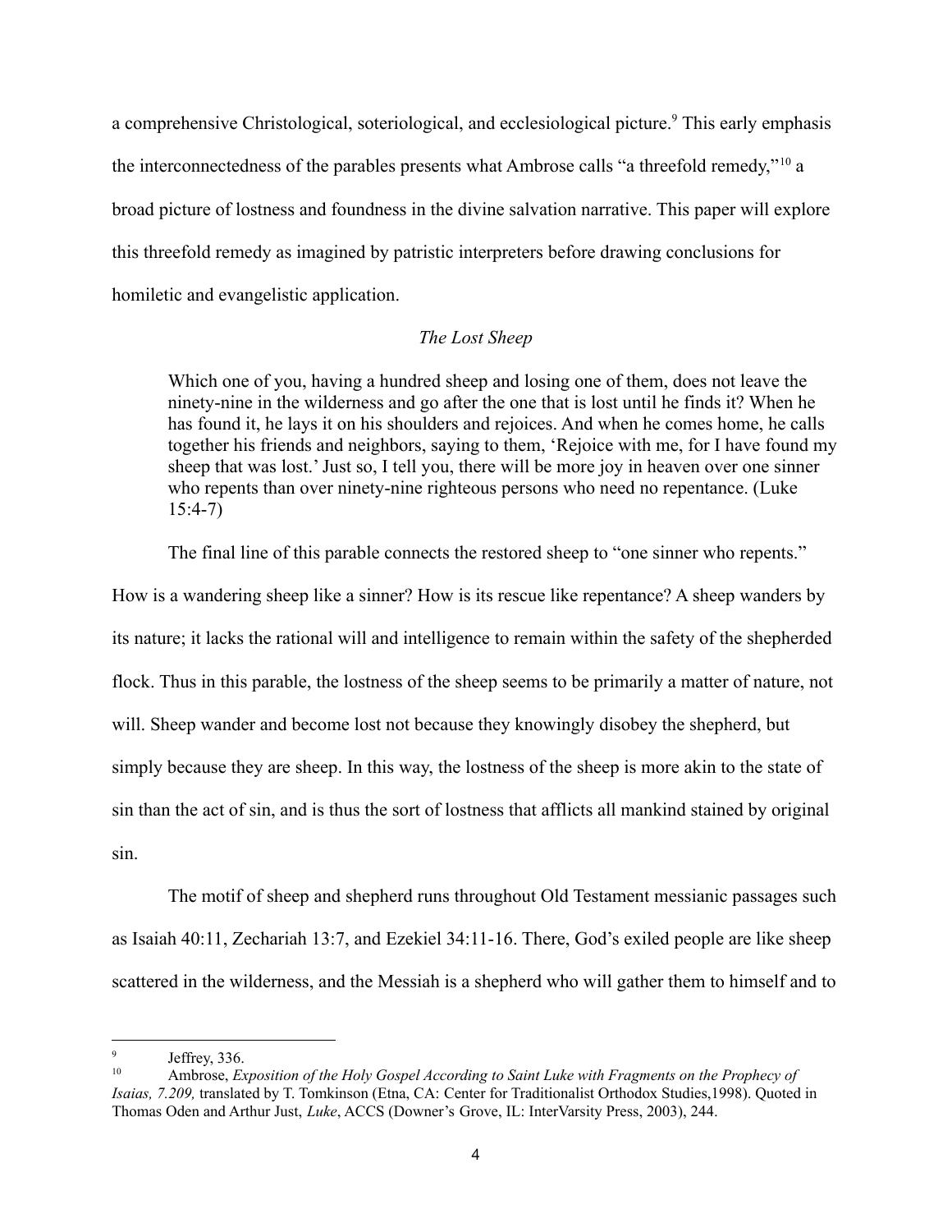a comprehensive Christological, soteriological, and ecclesiological picture.[9] This early emphasis the interconnectedness of the parables presents what Ambrose calls "a threefold remedy,"[10] a broad picture of lostness and foundness in the divine salvation narrative. This paper will explore this threefold remedy as imagined by patristic interpreters before drawing conclusions for homiletic and evangelistic application.

### *The Lost Sheep*

> Which one of you, having a hundred sheep and losing one of them, does not leave the ninety-nine in the wilderness and go after the one that is lost until he finds it? When he has found it, he lays it on his shoulders and rejoices. And when he comes home, he calls together his friends and neighbors, saying to them, 'Rejoice with me, for I have found my sheep that was lost.' Just so, I tell you, there will be more joy in heaven over one sinner who repents than over ninety-nine righteous persons who need no repentance. (Luke 15:4-7)

The final line of this parable connects the restored sheep to "one sinner who repents." How is a wandering sheep like a sinner? How is its rescue like repentance? A sheep wanders by its nature; it lacks the rational will and intelligence to remain within the safety of the shepherded flock. Thus in this parable, the lostness of the sheep seems to be primarily a matter of nature, not will. Sheep wander and become lost not because they knowingly disobey the shepherd, but simply because they are sheep. In this way, the lostness of the sheep is more akin to the state of sin than the act of sin, and is thus the sort of lostness that afflicts all mankind stained by original sin.

The motif of sheep and shepherd runs throughout Old Testament messianic passages such as Isaiah 40:11, Zechariah 13:7, and Ezekiel 34:11-16. There, God's exiled people are like sheep scattered in the wilderness, and the Messiah is a shepherd who will gather them to himself and to

---

[9] Jeffrey, 336.

[10] Ambrose, *Exposition of the Holy Gospel According to Saint Luke with Fragments on the Prophecy of Isaias, 7.209,* translated by T. Tomkinson (Etna, CA: Center for Traditionalist Orthodox Studies,1998). Quoted in Thomas Oden and Arthur Just, *Luke*, ACCS (Downer's Grove, IL: InterVarsity Press, 2003), 244.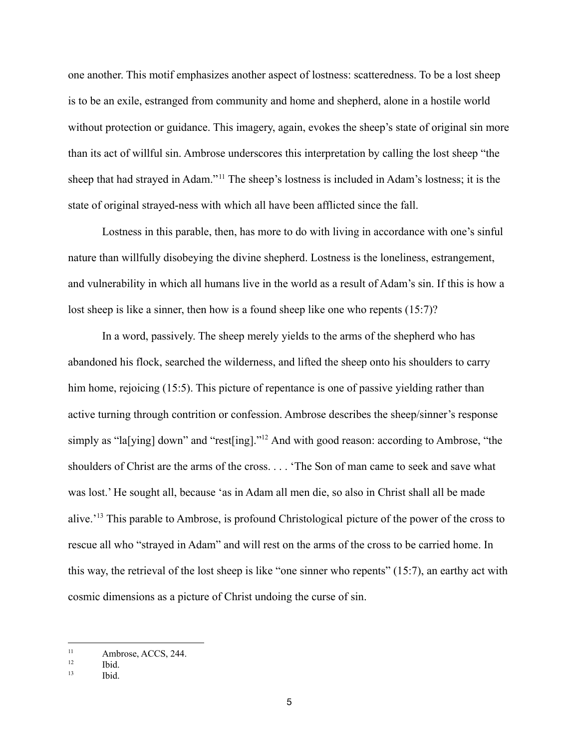one another. This motif emphasizes another aspect of lostness: scatteredness. To be a lost sheep is to be an exile, estranged from community and home and shepherd, alone in a hostile world without protection or guidance. This imagery, again, evokes the sheep's state of original sin more than its act of willful sin. Ambrose underscores this interpretation by calling the lost sheep "the sheep that had strayed in Adam."[11] The sheep's lostness is included in Adam's lostness; it is the state of original strayed-ness with which all have been afflicted since the fall.

Lostness in this parable, then, has more to do with living in accordance with one's sinful nature than willfully disobeying the divine shepherd. Lostness is the loneliness, estrangement, and vulnerability in which all humans live in the world as a result of Adam's sin. If this is how a lost sheep is like a sinner, then how is a found sheep like one who repents (15:7)?

In a word, passively. The sheep merely yields to the arms of the shepherd who has abandoned his flock, searched the wilderness, and lifted the sheep onto his shoulders to carry him home, rejoicing (15:5). This picture of repentance is one of passive yielding rather than active turning through contrition or confession. Ambrose describes the sheep/sinner's response simply as "la[ying] down" and "rest[ing]."[12] And with good reason: according to Ambrose, "the shoulders of Christ are the arms of the cross. . . . 'The Son of man came to seek and save what was lost.' He sought all, because 'as in Adam all men die, so also in Christ shall all be made alive.'[13] This parable to Ambrose, is profound Christological picture of the power of the cross to rescue all who "strayed in Adam" and will rest on the arms of the cross to be carried home. In this way, the retrieval of the lost sheep is like "one sinner who repents" (15:7), an earthy act with cosmic dimensions as a picture of Christ undoing the curse of sin.

---

[11] Ambrose, ACCS, 244.

[12] Ibid.

[13] Ibid.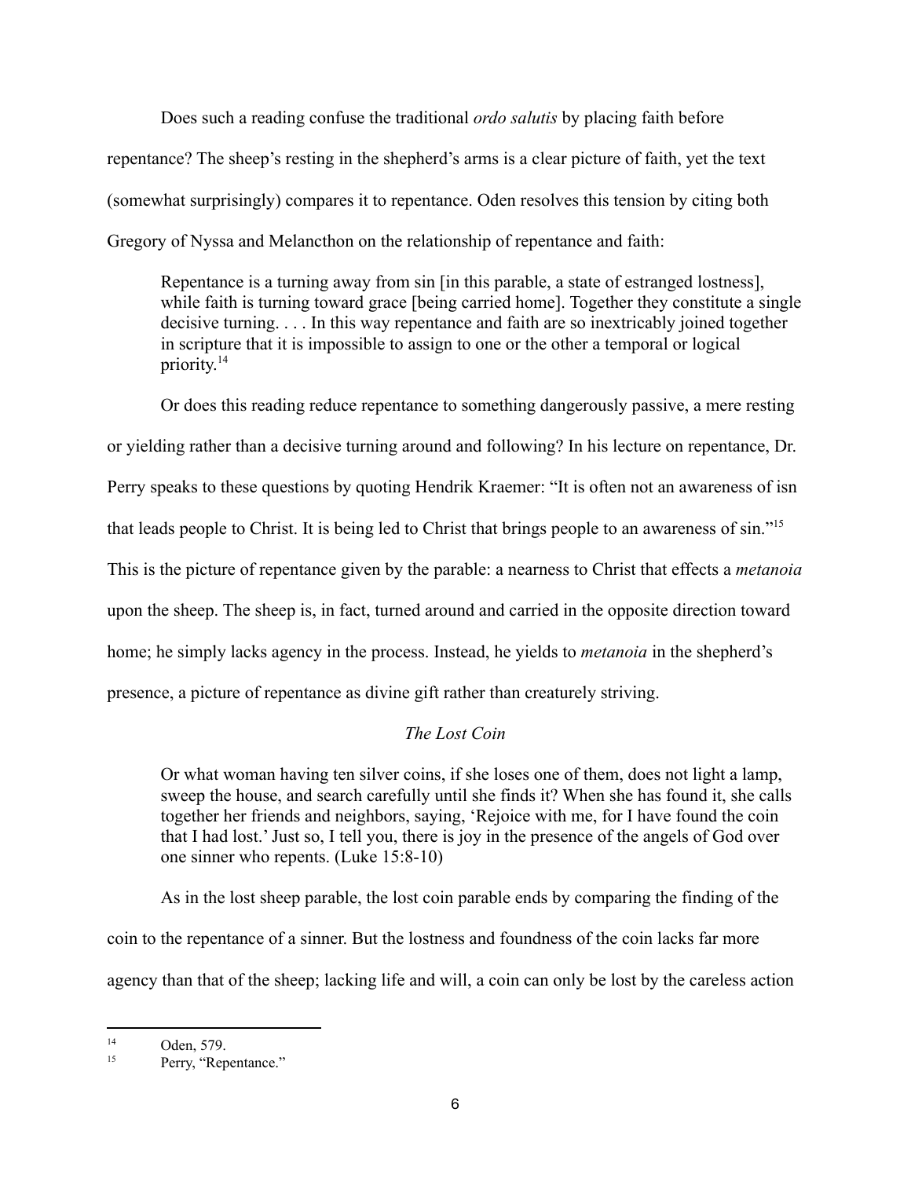Does such a reading confuse the traditional *ordo salutis* by placing faith before repentance? The sheep's resting in the shepherd's arms is a clear picture of faith, yet the text (somewhat surprisingly) compares it to repentance. Oden resolves this tension by citing both Gregory of Nyssa and Melancthon on the relationship of repentance and faith:

> Repentance is a turning away from sin [in this parable, a state of estranged lostness], while faith is turning toward grace [being carried home]. Together they constitute a single decisive turning. . . . In this way repentance and faith are so inextricably joined together in scripture that it is impossible to assign to one or the other a temporal or logical priority.[14]

Or does this reading reduce repentance to something dangerously passive, a mere resting or yielding rather than a decisive turning around and following? In his lecture on repentance, Dr. Perry speaks to these questions by quoting Hendrik Kraemer: "It is often not an awareness of isn that leads people to Christ. It is being led to Christ that brings people to an awareness of sin."[15] This is the picture of repentance given by the parable: a nearness to Christ that effects a *metanoia* upon the sheep. The sheep is, in fact, turned around and carried in the opposite direction toward home; he simply lacks agency in the process. Instead, he yields to *metanoia* in the shepherd's presence, a picture of repentance as divine gift rather than creaturely striving.

### *The Lost Coin*

> Or what woman having ten silver coins, if she loses one of them, does not light a lamp, sweep the house, and search carefully until she finds it? When she has found it, she calls together her friends and neighbors, saying, 'Rejoice with me, for I have found the coin that I had lost.' Just so, I tell you, there is joy in the presence of the angels of God over one sinner who repents. (Luke 15:8-10)

As in the lost sheep parable, the lost coin parable ends by comparing the finding of the coin to the repentance of a sinner. But the lostness and foundness of the coin lacks far more agency than that of the sheep; lacking life and will, a coin can only be lost by the careless action

---

[14] Oden, 579.

[15] Perry, "Repentance."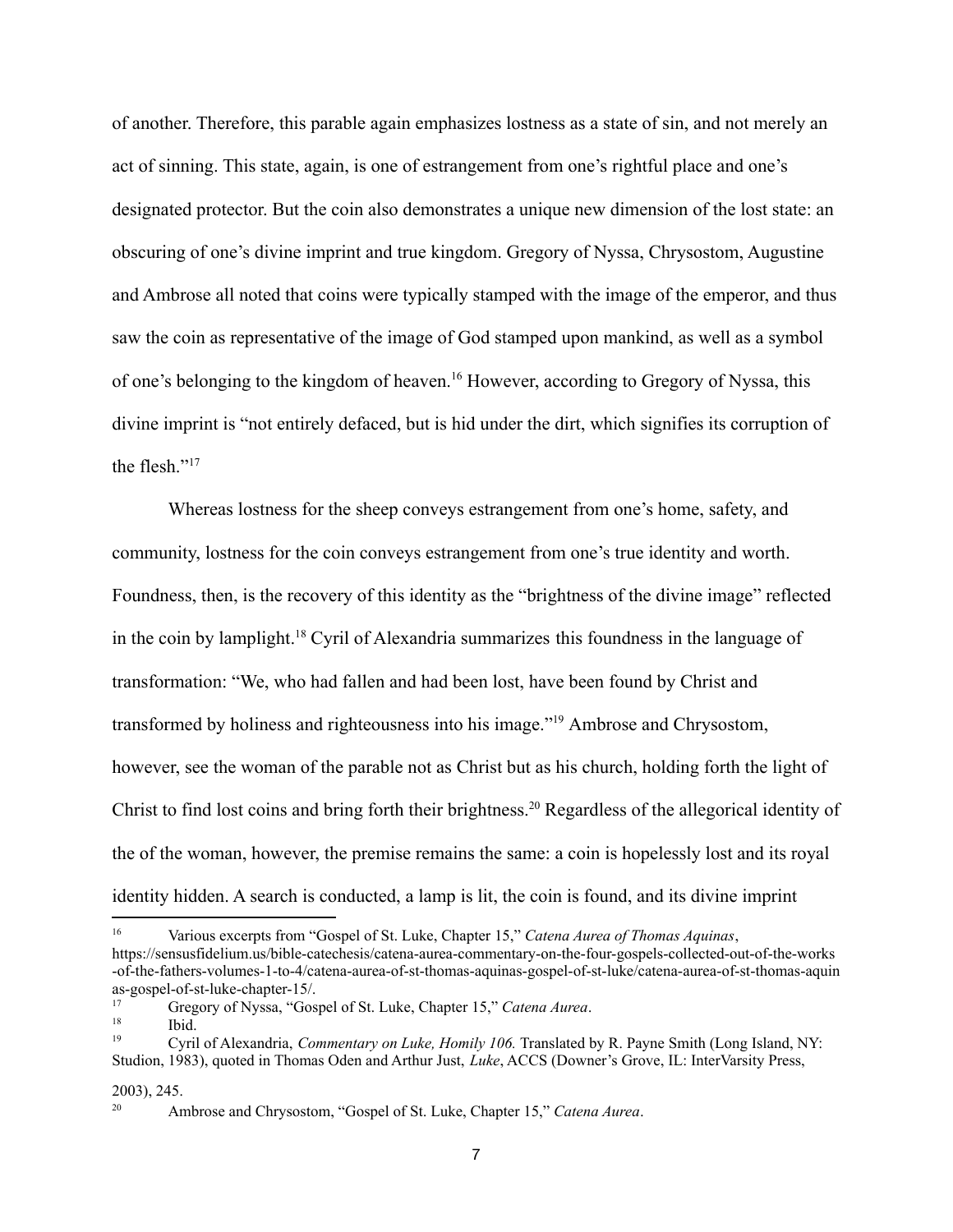of another. Therefore, this parable again emphasizes lostness as a state of sin, and not merely an act of sinning. This state, again, is one of estrangement from one's rightful place and one's designated protector. But the coin also demonstrates a unique new dimension of the lost state: an obscuring of one's divine imprint and true kingdom. Gregory of Nyssa, Chrysostom, Augustine and Ambrose all noted that coins were typically stamped with the image of the emperor, and thus saw the coin as representative of the image of God stamped upon mankind, as well as a symbol of one's belonging to the kingdom of heaven.[16] However, according to Gregory of Nyssa, this divine imprint is "not entirely defaced, but is hid under the dirt, which signifies its corruption of the flesh."[17]

Whereas lostness for the sheep conveys estrangement from one's home, safety, and community, lostness for the coin conveys estrangement from one's true identity and worth. Foundness, then, is the recovery of this identity as the "brightness of the divine image" reflected in the coin by lamplight.[18] Cyril of Alexandria summarizes this foundness in the language of transformation: "We, who had fallen and had been lost, have been found by Christ and transformed by holiness and righteousness into his image."[19] Ambrose and Chrysostom, however, see the woman of the parable not as Christ but as his church, holding forth the light of Christ to find lost coins and bring forth their brightness.[20] Regardless of the allegorical identity of the of the woman, however, the premise remains the same: a coin is hopelessly lost and its royal identity hidden. A search is conducted, a lamp is lit, the coin is found, and its divine imprint

---

[16] Various excerpts from "Gospel of St. Luke, Chapter 15," *Catena Aurea of Thomas Aquinas*, https://sensusfidelium.us/bible-catechesis/catena-aurea-commentary-on-the-four-gospels-collected-out-of-the-works-of-the-fathers-volumes-1-to-4/catena-aurea-of-st-thomas-aquinas-gospel-of-st-luke/catena-aurea-of-st-thomas-aquinas-gospel-of-st-luke-chapter-15/.

[17] Gregory of Nyssa, "Gospel of St. Luke, Chapter 15," *Catena Aurea*.

[18] Ibid.

[19] Cyril of Alexandria, *Commentary on Luke, Homily 106.* Translated by R. Payne Smith (Long Island, NY: Studion, 1983), quoted in Thomas Oden and Arthur Just, *Luke*, ACCS (Downer's Grove, IL: InterVarsity Press, 2003), 245.

[20] Ambrose and Chrysostom, "Gospel of St. Luke, Chapter 15," *Catena Aurea*.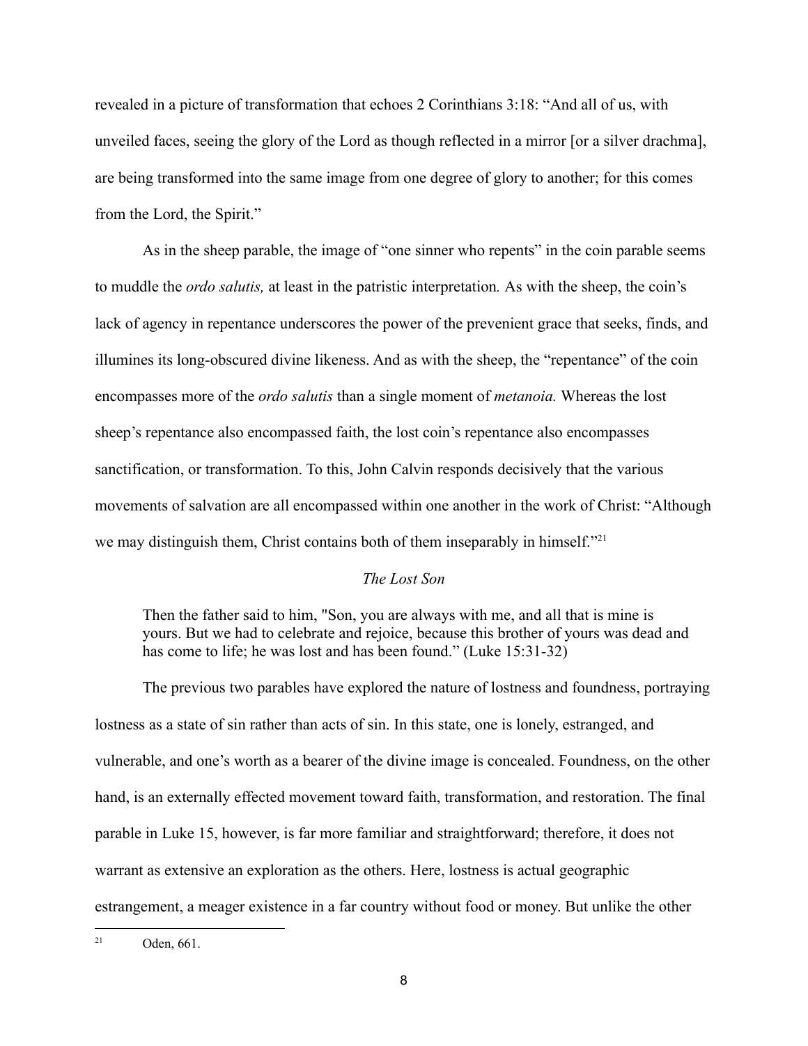revealed in a picture of transformation that echoes 2 Corinthians 3:18: "And all of us, with unveiled faces, seeing the glory of the Lord as though reflected in a mirror [or a silver drachma], are being transformed into the same image from one degree of glory to another; for this comes from the Lord, the Spirit."

As in the sheep parable, the image of "one sinner who repents" in the coin parable seems to muddle the *ordo salutis,* at least in the patristic interpretation*.* As with the sheep, the coin's lack of agency in repentance underscores the power of the prevenient grace that seeks, finds, and illumines its long-obscured divine likeness. And as with the sheep, the "repentance" of the coin encompasses more of the *ordo salutis* than a single moment of *metanoia.* Whereas the lost sheep's repentance also encompassed faith, the lost coin's repentance also encompasses sanctification, or transformation. To this, John Calvin responds decisively that the various movements of salvation are all encompassed within one another in the work of Christ: "Although we may distinguish them, Christ contains both of them inseparably in himself."[21]

*The Lost Son*

> Then the father said to him, "Son, you are always with me, and all that is mine is yours. But we had to celebrate and rejoice, because this brother of yours was dead and has come to life; he was lost and has been found." (Luke 15:31-32)

The previous two parables have explored the nature of lostness and foundness, portraying lostness as a state of sin rather than acts of sin. In this state, one is lonely, estranged, and vulnerable, and one's worth as a bearer of the divine image is concealed. Foundness, on the other hand, is an externally effected movement toward faith, transformation, and restoration. The final parable in Luke 15, however, is far more familiar and straightforward; therefore, it does not warrant as extensive an exploration as the others. Here, lostness is actual geographic estrangement, a meager existence in a far country without food or money. But unlike the other

[21] Oden, 661.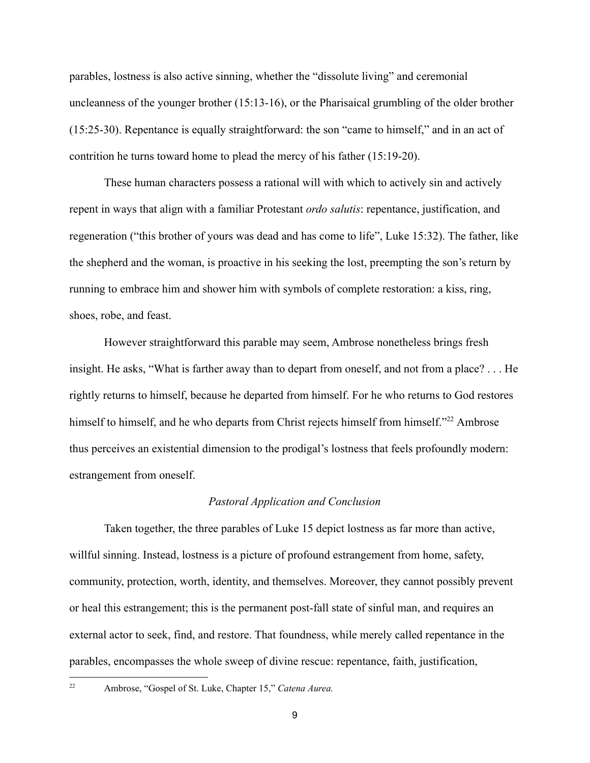parables, lostness is also active sinning, whether the "dissolute living" and ceremonial uncleanness of the younger brother (15:13-16), or the Pharisaical grumbling of the older brother (15:25-30). Repentance is equally straightforward: the son "came to himself," and in an act of contrition he turns toward home to plead the mercy of his father (15:19-20).

These human characters possess a rational will with which to actively sin and actively repent in ways that align with a familiar Protestant *ordo salutis*: repentance, justification, and regeneration ("this brother of yours was dead and has come to life", Luke 15:32). The father, like the shepherd and the woman, is proactive in his seeking the lost, preempting the son's return by running to embrace him and shower him with symbols of complete restoration: a kiss, ring, shoes, robe, and feast.

However straightforward this parable may seem, Ambrose nonetheless brings fresh insight. He asks, "What is farther away than to depart from oneself, and not from a place? . . . He rightly returns to himself, because he departed from himself. For he who returns to God restores himself to himself, and he who departs from Christ rejects himself from himself."[22] Ambrose thus perceives an existential dimension to the prodigal's lostness that feels profoundly modern: estrangement from oneself.

### *Pastoral Application and Conclusion*

Taken together, the three parables of Luke 15 depict lostness as far more than active, willful sinning. Instead, lostness is a picture of profound estrangement from home, safety, community, protection, worth, identity, and themselves. Moreover, they cannot possibly prevent or heal this estrangement; this is the permanent post-fall state of sinful man, and requires an external actor to seek, find, and restore. That foundness, while merely called repentance in the parables, encompasses the whole sweep of divine rescue: repentance, faith, justification,

---

[22] Ambrose, "Gospel of St. Luke, Chapter 15," *Catena Aurea.*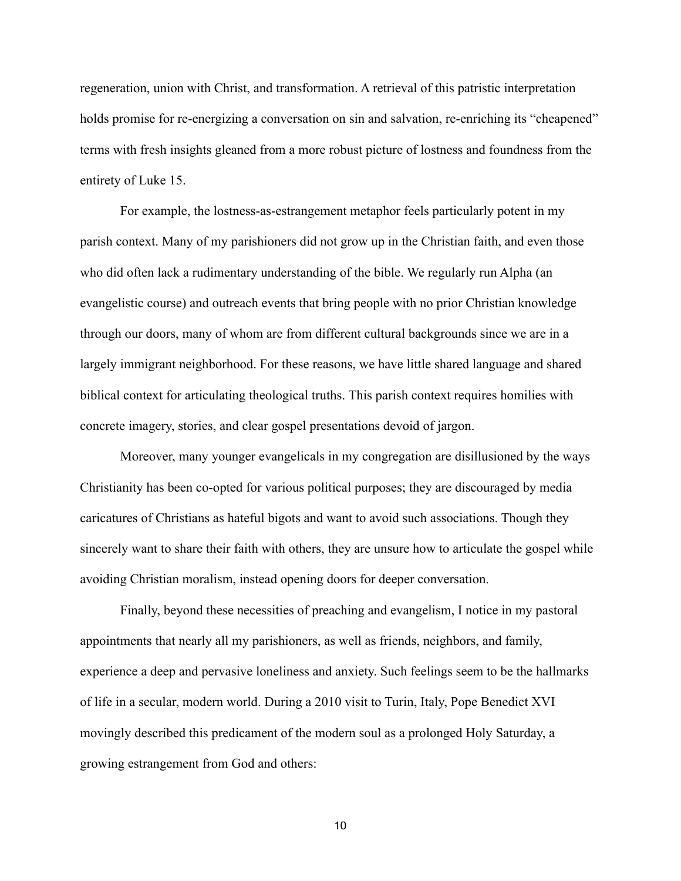regeneration, union with Christ, and transformation. A retrieval of this patristic interpretation holds promise for re-energizing a conversation on sin and salvation, re-enriching its "cheapened" terms with fresh insights gleaned from a more robust picture of lostness and foundness from the entirety of Luke 15.

For example, the lostness-as-estrangement metaphor feels particularly potent in my parish context. Many of my parishioners did not grow up in the Christian faith, and even those who did often lack a rudimentary understanding of the bible. We regularly run Alpha (an evangelistic course) and outreach events that bring people with no prior Christian knowledge through our doors, many of whom are from different cultural backgrounds since we are in a largely immigrant neighborhood. For these reasons, we have little shared language and shared biblical context for articulating theological truths. This parish context requires homilies with concrete imagery, stories, and clear gospel presentations devoid of jargon.

Moreover, many younger evangelicals in my congregation are disillusioned by the ways Christianity has been co-opted for various political purposes; they are discouraged by media caricatures of Christians as hateful bigots and want to avoid such associations. Though they sincerely want to share their faith with others, they are unsure how to articulate the gospel while avoiding Christian moralism, instead opening doors for deeper conversation.

Finally, beyond these necessities of preaching and evangelism, I notice in my pastoral appointments that nearly all my parishioners, as well as friends, neighbors, and family, experience a deep and pervasive loneliness and anxiety. Such feelings seem to be the hallmarks of life in a secular, modern world. During a 2010 visit to Turin, Italy, Pope Benedict XVI movingly described this predicament of the modern soul as a prolonged Holy Saturday, a growing estrangement from God and others: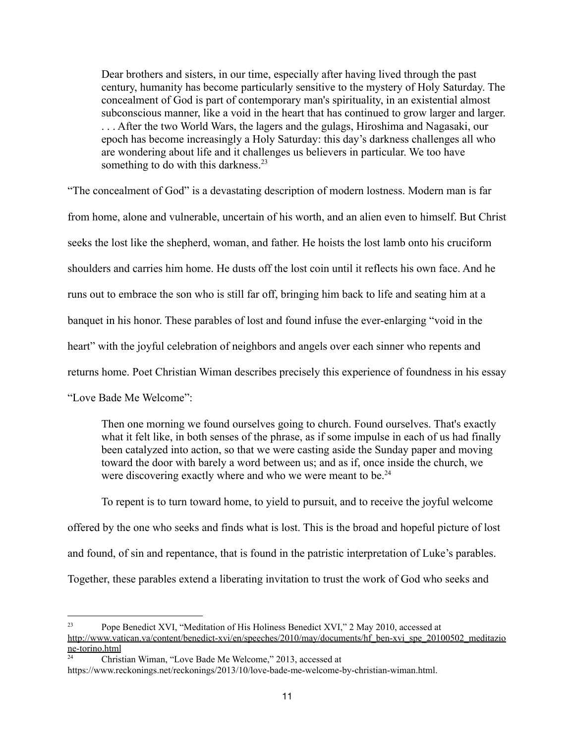> Dear brothers and sisters, in our time, especially after having lived through the past century, humanity has become particularly sensitive to the mystery of Holy Saturday. The concealment of God is part of contemporary man's spirituality, in an existential almost subconscious manner, like a void in the heart that has continued to grow larger and larger. . . . After the two World Wars, the lagers and the gulags, Hiroshima and Nagasaki, our epoch has become increasingly a Holy Saturday: this day's darkness challenges all who are wondering about life and it challenges us believers in particular. We too have something to do with this darkness.[23]

"The concealment of God" is a devastating description of modern lostness. Modern man is far from home, alone and vulnerable, uncertain of his worth, and an alien even to himself. But Christ seeks the lost like the shepherd, woman, and father. He hoists the lost lamb onto his cruciform shoulders and carries him home. He dusts off the lost coin until it reflects his own face. And he runs out to embrace the son who is still far off, bringing him back to life and seating him at a banquet in his honor. These parables of lost and found infuse the ever-enlarging "void in the heart" with the joyful celebration of neighbors and angels over each sinner who repents and returns home. Poet Christian Wiman describes precisely this experience of foundness in his essay "Love Bade Me Welcome":

> Then one morning we found ourselves going to church. Found ourselves. That's exactly what it felt like, in both senses of the phrase, as if some impulse in each of us had finally been catalyzed into action, so that we were casting aside the Sunday paper and moving toward the door with barely a word between us; and as if, once inside the church, we were discovering exactly where and who we were meant to be.[24]

To repent is to turn toward home, to yield to pursuit, and to receive the joyful welcome offered by the one who seeks and finds what is lost. This is the broad and hopeful picture of lost and found, of sin and repentance, that is found in the patristic interpretation of Luke's parables. Together, these parables extend a liberating invitation to trust the work of God who seeks and

---

[23] Pope Benedict XVI, "Meditation of His Holiness Benedict XVI," 2 May 2010, accessed at http://www.vatican.va/content/benedict-xvi/en/speeches/2010/may/documents/hf_ben-xvi_spe_20100502_meditazione-torino.html

[24] Christian Wiman, "Love Bade Me Welcome," 2013, accessed at https://www.reckonings.net/reckonings/2013/10/love-bade-me-welcome-by-christian-wiman.html.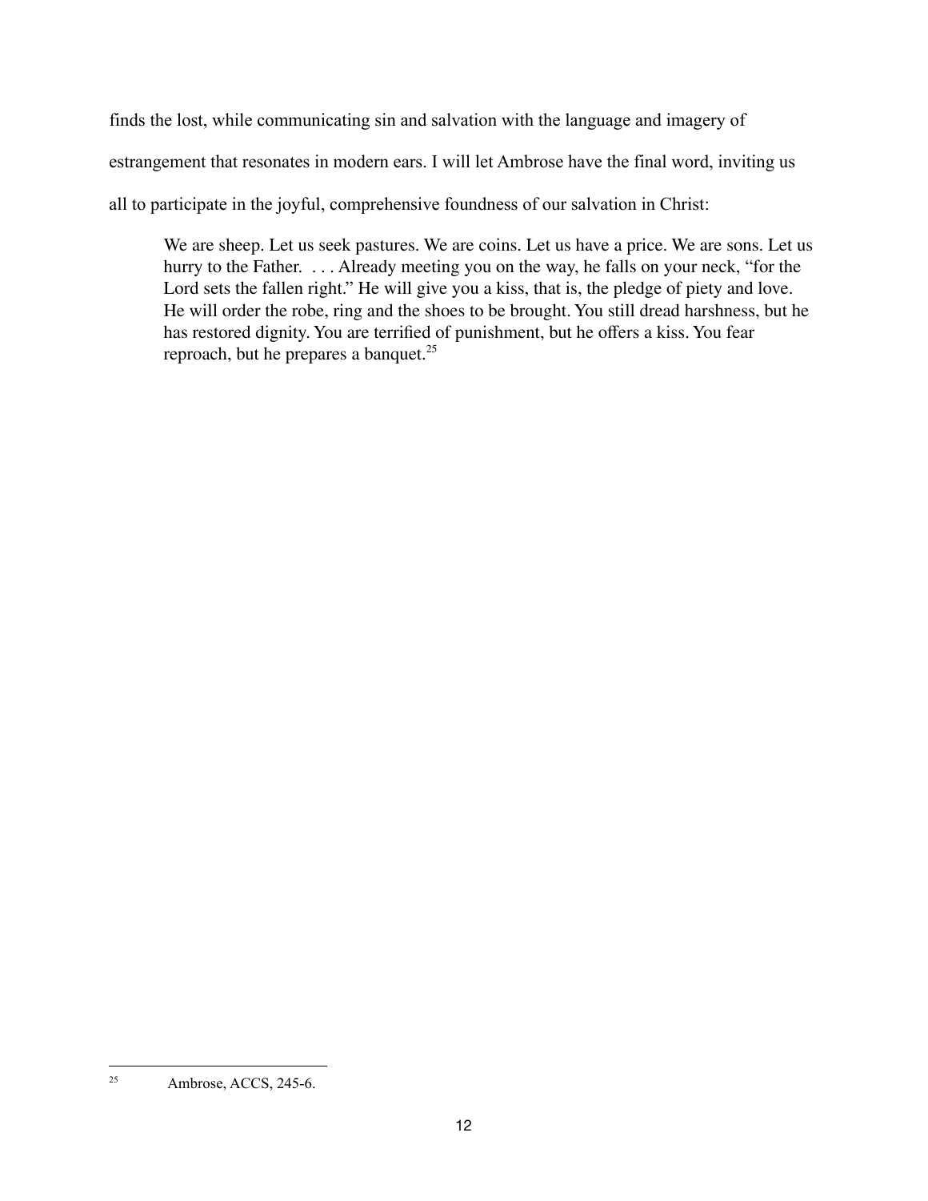finds the lost, while communicating sin and salvation with the language and imagery of estrangement that resonates in modern ears. I will let Ambrose have the final word, inviting us all to participate in the joyful, comprehensive foundness of our salvation in Christ:

> We are sheep. Let us seek pastures. We are coins. Let us have a price. We are sons. Let us hurry to the Father. . . . Already meeting you on the way, he falls on your neck, "for the Lord sets the fallen right." He will give you a kiss, that is, the pledge of piety and love. He will order the robe, ring and the shoes to be brought. You still dread harshness, but he has restored dignity. You are terrified of punishment, but he offers a kiss. You fear reproach, but he prepares a banquet.[25]

---

[25] Ambrose, ACCS, 245-6.